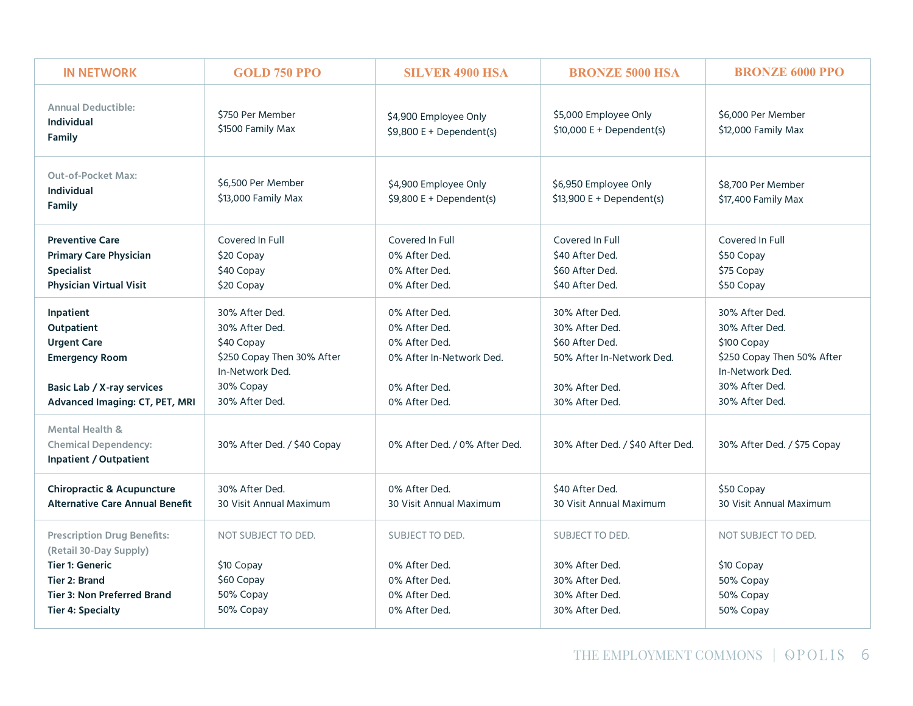| IN NETWORK | GOLD 750 PPO | SILVER 4900 HSA | BRONZE 5000 HSA | BRONZE 6000 PPO |
|---|---|---|---|---|
| Annual Deductible:<br>**Individual**<br>**Family** | $750 Per Member<br>$1500 Family Max | $4,900 Employee Only<br>$9,800 E + Dependent(s) | $5,000 Employee Only<br>$10,000 E + Dependent(s) | $6,000 Per Member<br>$12,000 Family Max |
| Out-of-Pocket Max:<br>**Individual**<br>**Family** | $6,500 Per Member<br>$13,000 Family Max | $4,900 Employee Only<br>$9,800 E + Dependent(s) | $6,950 Employee Only<br>$13,900 E + Dependent(s) | $8,700 Per Member<br>$17,400 Family Max |
| **Preventive Care**<br>**Primary Care Physician**<br>**Specialist**<br>**Physician Virtual Visit** | Covered In Full<br>$20 Copay<br>$40 Copay<br>$20 Copay | Covered In Full<br>0% After Ded.<br>0% After Ded.<br>0% After Ded. | Covered In Full<br>$40 After Ded.<br>$60 After Ded.<br>$40 After Ded. | Covered In Full<br>$50 Copay<br>$75 Copay<br>$50 Copay |
| **Inpatient**<br>**Outpatient**<br>**Urgent Care**<br>**Emergency Room**<br><br>**Basic Lab / X-ray services**<br>**Advanced Imaging: CT, PET, MRI** | 30% After Ded.<br>30% After Ded.<br>$40 Copay<br>$250 Copay Then 30% After In-Network Ded.<br>30% Copay<br>30% After Ded. | 0% After Ded.<br>0% After Ded.<br>0% After Ded.<br>0% After In-Network Ded.<br><br>0% After Ded.<br>0% After Ded. | 30% After Ded.<br>30% After Ded.<br>$60 After Ded.<br>50% After In-Network Ded.<br><br>30% After Ded.<br>30% After Ded. | 30% After Ded.<br>30% After Ded.<br>$100 Copay<br>$250 Copay Then 50% After In-Network Ded.<br>30% After Ded.<br>30% After Ded. |
| Mental Health &<br>Chemical Dependency:<br>**Inpatient / Outpatient** | 30% After Ded. / $40 Copay | 0% After Ded. / 0% After Ded. | 30% After Ded. / $40 After Ded. | 30% After Ded. / $75 Copay |
| **Chiropractic & Acupuncture**<br>**Alternative Care Annual Benefit** | 30% After Ded.<br>30 Visit Annual Maximum | 0% After Ded.<br>30 Visit Annual Maximum | $40 After Ded.<br>30 Visit Annual Maximum | $50 Copay<br>30 Visit Annual Maximum |
| Prescription Drug Benefits:<br>(Retail 30-Day Supply)<br>**Tier 1: Generic**<br>**Tier 2: Brand**<br>**Tier 3: Non Preferred Brand**<br>**Tier 4: Specialty** | NOT SUBJECT TO DED.<br><br>$10 Copay<br>$60 Copay<br>50% Copay<br>50% Copay | SUBJECT TO DED.<br><br>0% After Ded.<br>0% After Ded.<br>0% After Ded.<br>0% After Ded. | SUBJECT TO DED.<br><br>30% After Ded.<br>30% After Ded.<br>30% After Ded.<br>30% After Ded. | NOT SUBJECT TO DED.<br><br>$10 Copay<br>50% Copay<br>50% Copay<br>50% Copay |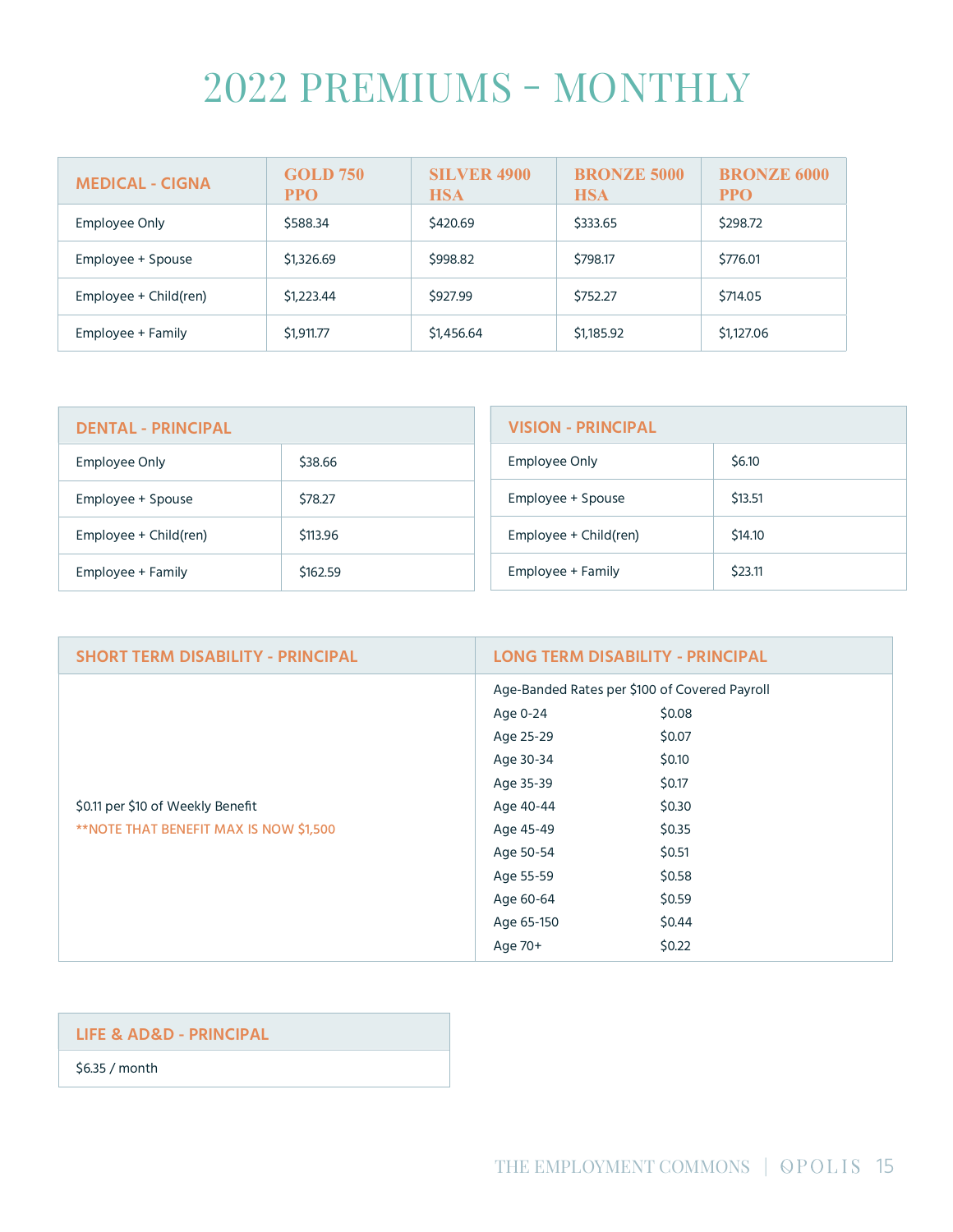# 2022 PREMIUMS - MONTHLY

| MEDICAL - CIGNA | GOLD 750 PPO | SILVER 4900 HSA | BRONZE 5000 HSA | BRONZE 6000 PPO |
|---|---|---|---|---|
| Employee Only | $588.34 | $420.69 | $333.65 | $298.72 |
| Employee + Spouse | $1,326.69 | $998.82 | $798.17 | $776.01 |
| Employee + Child(ren) | $1,223.44 | $927.99 | $752.27 | $714.05 |
| Employee + Family | $1,911.77 | $1,456.64 | $1,185.92 | $1,127.06 |

| DENTAL - PRINCIPAL | |
|---|---|
| Employee Only | $38.66 |
| Employee + Spouse | $78.27 |
| Employee + Child(ren) | $113.96 |
| Employee + Family | $162.59 |

| VISION - PRINCIPAL | |
|---|---|
| Employee Only | $6.10 |
| Employee + Spouse | $13.51 |
| Employee + Child(ren) | $14.10 |
| Employee + Family | $23.11 |

**SHORT TERM DISABILITY - PRINCIPAL**

$0.11 per $10 of Weekly Benefit

**NOTE THAT BENEFIT MAX IS NOW $1,500

**LONG TERM DISABILITY - PRINCIPAL**

Age-Banded Rates per $100 of Covered Payroll

| | |
|---|---|
| Age 0-24 | $0.08 |
| Age 25-29 | $0.07 |
| Age 30-34 | $0.10 |
| Age 35-39 | $0.17 |
| Age 40-44 | $0.30 |
| Age 45-49 | $0.35 |
| Age 50-54 | $0.51 |
| Age 55-59 | $0.58 |
| Age 60-64 | $0.59 |
| Age 65-150 | $0.44 |
| Age 70+ | $0.22 |

**LIFE & AD&D - PRINCIPAL**

$6.35 / month